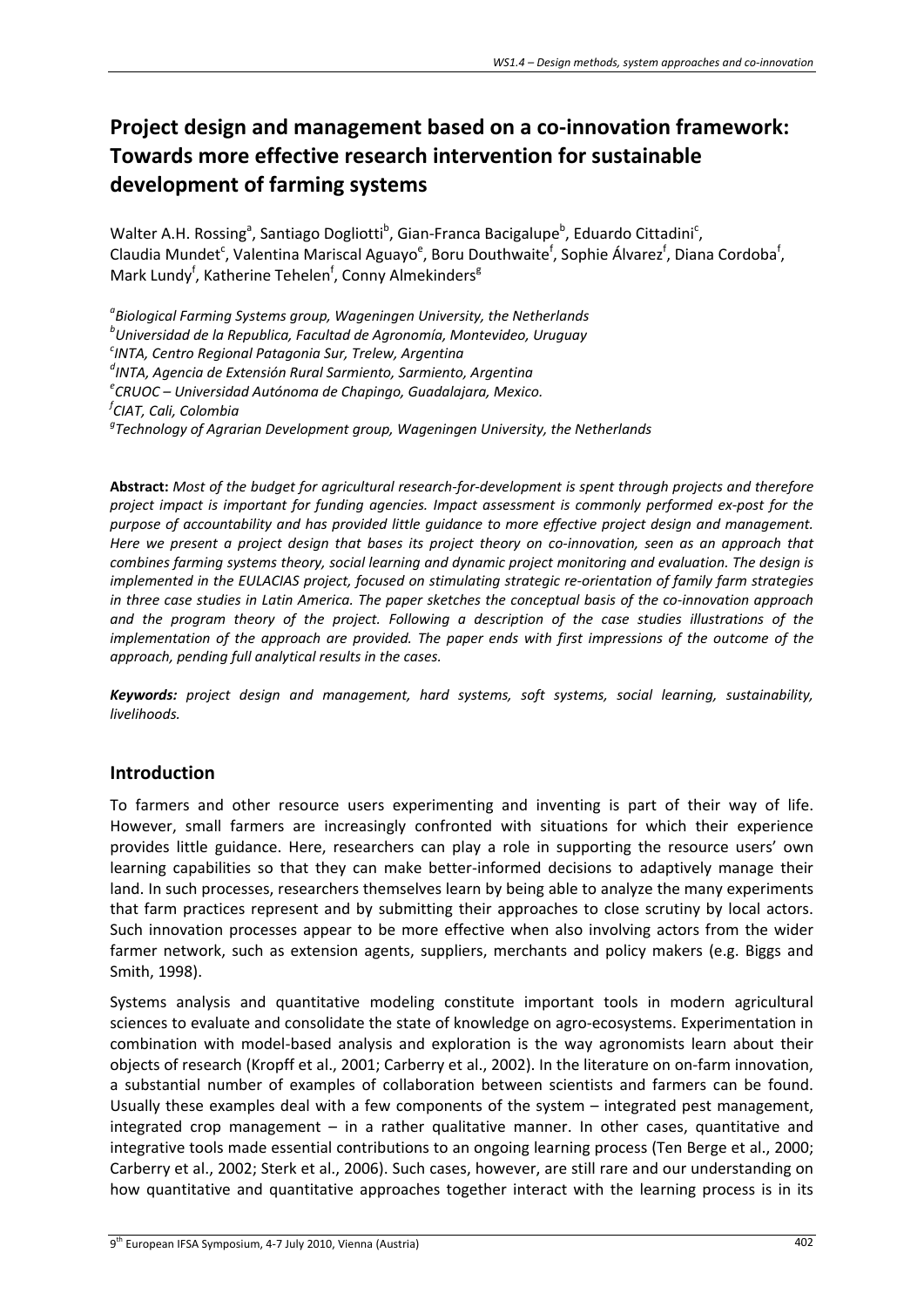# Project design and management based on a co-innovation framework: Towards more effective research intervention for sustainable development of farming systems

Walter A.H. Rossing[a], Santiago Dogliotti[b], Gian-Franca Bacigalupe[b], Eduardo Cittadini[c], Claudia Mundet[c], Valentina Mariscal Aguayo[e], Boru Douthwaite[f], Sophie Álvarez[f], Diana Cordoba[f], Mark Lundy[f], Katherine Tehelen[f], Conny Almekinders[g]

[a]*Biological Farming Systems group, Wageningen University, the Netherlands*
[b]*Universidad de la Republica, Facultad de Agronomía, Montevideo, Uruguay*
[c]*INTA, Centro Regional Patagonia Sur, Trelew, Argentina*
[d]*INTA, Agencia de Extensión Rural Sarmiento, Sarmiento, Argentina*
[e]*CRUOC – Universidad Autónoma de Chapingo, Guadalajara, Mexico.*
[f]*CIAT, Cali, Colombia*
[g]*Technology of Agrarian Development group, Wageningen University, the Netherlands*

**Abstract:** *Most of the budget for agricultural research-for-development is spent through projects and therefore project impact is important for funding agencies. Impact assessment is commonly performed ex-post for the purpose of accountability and has provided little guidance to more effective project design and management. Here we present a project design that bases its project theory on co-innovation, seen as an approach that combines farming systems theory, social learning and dynamic project monitoring and evaluation. The design is implemented in the EULACIAS project, focused on stimulating strategic re-orientation of family farm strategies in three case studies in Latin America. The paper sketches the conceptual basis of the co-innovation approach and the program theory of the project. Following a description of the case studies illustrations of the implementation of the approach are provided. The paper ends with first impressions of the outcome of the approach, pending full analytical results in the cases.*

***Keywords:*** *project design and management, hard systems, soft systems, social learning, sustainability, livelihoods.*

## Introduction

To farmers and other resource users experimenting and inventing is part of their way of life. However, small farmers are increasingly confronted with situations for which their experience provides little guidance. Here, researchers can play a role in supporting the resource users' own learning capabilities so that they can make better-informed decisions to adaptively manage their land. In such processes, researchers themselves learn by being able to analyze the many experiments that farm practices represent and by submitting their approaches to close scrutiny by local actors. Such innovation processes appear to be more effective when also involving actors from the wider farmer network, such as extension agents, suppliers, merchants and policy makers (e.g. Biggs and Smith, 1998).

Systems analysis and quantitative modeling constitute important tools in modern agricultural sciences to evaluate and consolidate the state of knowledge on agro-ecosystems. Experimentation in combination with model-based analysis and exploration is the way agronomists learn about their objects of research (Kropff et al., 2001; Carberry et al., 2002). In the literature on on-farm innovation, a substantial number of examples of collaboration between scientists and farmers can be found. Usually these examples deal with a few components of the system – integrated pest management, integrated crop management – in a rather qualitative manner. In other cases, quantitative and integrative tools made essential contributions to an ongoing learning process (Ten Berge et al., 2000; Carberry et al., 2002; Sterk et al., 2006). Such cases, however, are still rare and our understanding on how quantitative and quantitative approaches together interact with the learning process is in its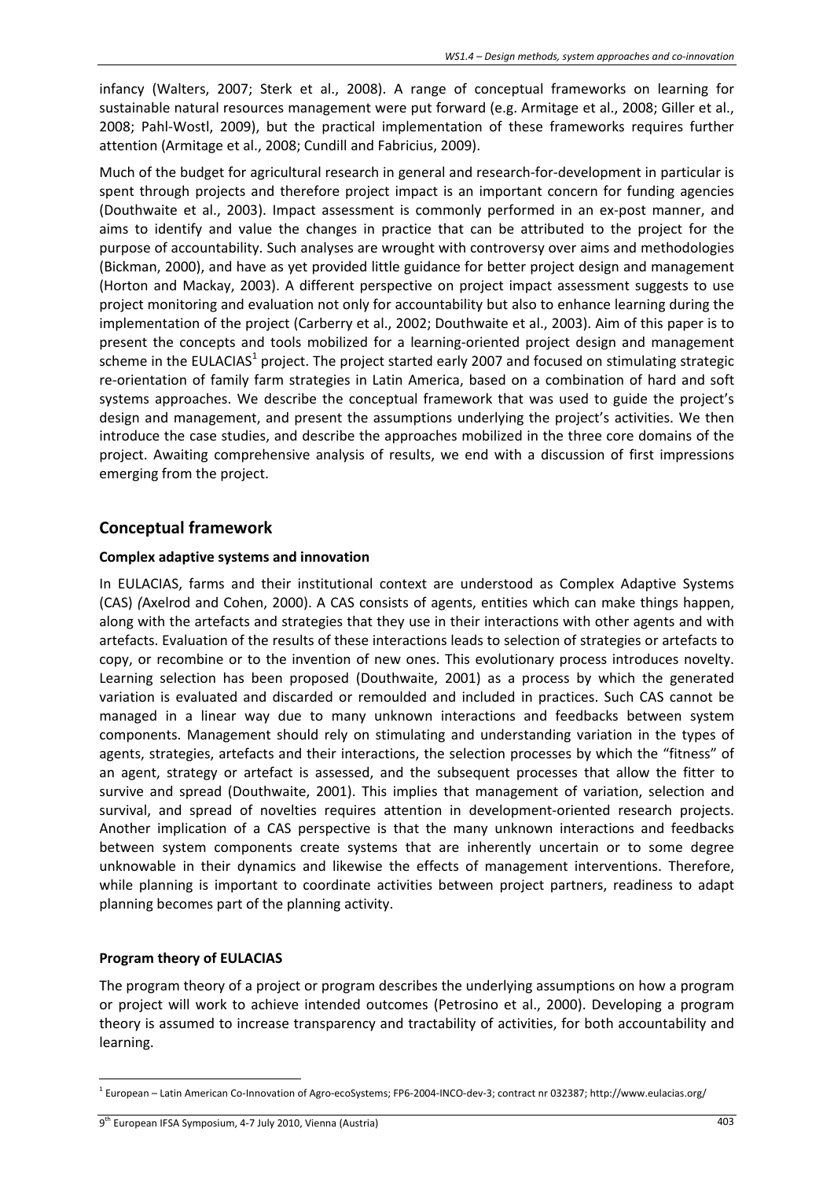infancy (Walters, 2007; Sterk et al., 2008). A range of conceptual frameworks on learning for sustainable natural resources management were put forward (e.g. Armitage et al., 2008; Giller et al., 2008; Pahl-Wostl, 2009), but the practical implementation of these frameworks requires further attention (Armitage et al., 2008; Cundill and Fabricius, 2009).

Much of the budget for agricultural research in general and research-for-development in particular is spent through projects and therefore project impact is an important concern for funding agencies (Douthwaite et al., 2003). Impact assessment is commonly performed in an ex-post manner, and aims to identify and value the changes in practice that can be attributed to the project for the purpose of accountability. Such analyses are wrought with controversy over aims and methodologies (Bickman, 2000), and have as yet provided little guidance for better project design and management (Horton and Mackay, 2003). A different perspective on project impact assessment suggests to use project monitoring and evaluation not only for accountability but also to enhance learning during the implementation of the project (Carberry et al., 2002; Douthwaite et al., 2003). Aim of this paper is to present the concepts and tools mobilized for a learning-oriented project design and management scheme in the EULACIAS[1] project. The project started early 2007 and focused on stimulating strategic re-orientation of family farm strategies in Latin America, based on a combination of hard and soft systems approaches. We describe the conceptual framework that was used to guide the project's design and management, and present the assumptions underlying the project's activities. We then introduce the case studies, and describe the approaches mobilized in the three core domains of the project. Awaiting comprehensive analysis of results, we end with a discussion of first impressions emerging from the project.

## Conceptual framework

### Complex adaptive systems and innovation

In EULACIAS, farms and their institutional context are understood as Complex Adaptive Systems (CAS) *(*Axelrod and Cohen, 2000). A CAS consists of agents, entities which can make things happen, along with the artefacts and strategies that they use in their interactions with other agents and with artefacts. Evaluation of the results of these interactions leads to selection of strategies or artefacts to copy, or recombine or to the invention of new ones. This evolutionary process introduces novelty. Learning selection has been proposed (Douthwaite, 2001) as a process by which the generated variation is evaluated and discarded or remoulded and included in practices. Such CAS cannot be managed in a linear way due to many unknown interactions and feedbacks between system components. Management should rely on stimulating and understanding variation in the types of agents, strategies, artefacts and their interactions, the selection processes by which the "fitness" of an agent, strategy or artefact is assessed, and the subsequent processes that allow the fitter to survive and spread (Douthwaite, 2001). This implies that management of variation, selection and survival, and spread of novelties requires attention in development-oriented research projects. Another implication of a CAS perspective is that the many unknown interactions and feedbacks between system components create systems that are inherently uncertain or to some degree unknowable in their dynamics and likewise the effects of management interventions. Therefore, while planning is important to coordinate activities between project partners, readiness to adapt planning becomes part of the planning activity.

### Program theory of EULACIAS

The program theory of a project or program describes the underlying assumptions on how a program or project will work to achieve intended outcomes (Petrosino et al., 2000). Developing a program theory is assumed to increase transparency and tractability of activities, for both accountability and learning.

---

[1] European – Latin American Co-Innovation of Agro-ecoSystems; FP6-2004-INCO-dev-3; contract nr 032387; http://www.eulacias.org/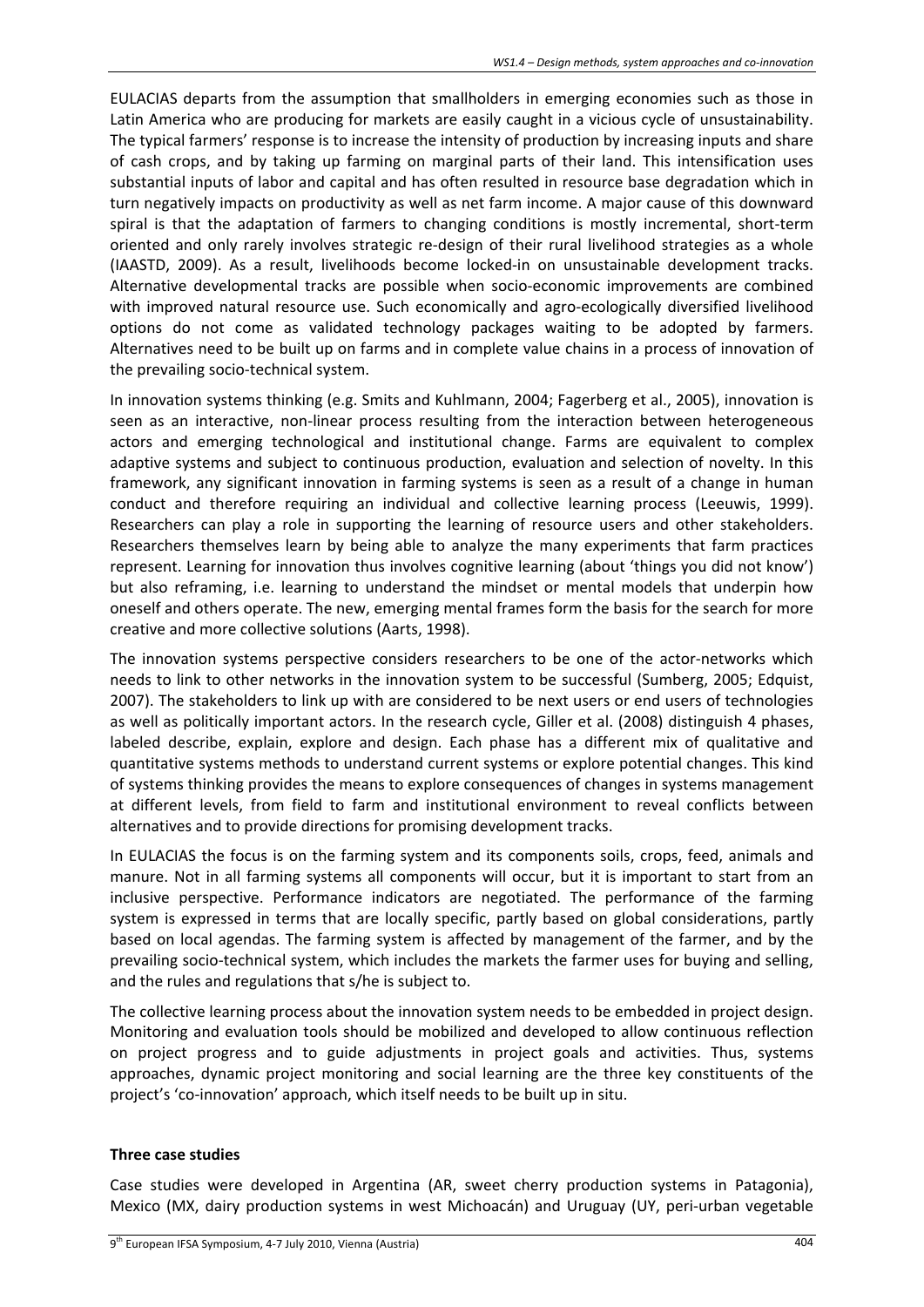EULACIAS departs from the assumption that smallholders in emerging economies such as those in Latin America who are producing for markets are easily caught in a vicious cycle of unsustainability. The typical farmers' response is to increase the intensity of production by increasing inputs and share of cash crops, and by taking up farming on marginal parts of their land. This intensification uses substantial inputs of labor and capital and has often resulted in resource base degradation which in turn negatively impacts on productivity as well as net farm income. A major cause of this downward spiral is that the adaptation of farmers to changing conditions is mostly incremental, short-term oriented and only rarely involves strategic re-design of their rural livelihood strategies as a whole (IAASTD, 2009). As a result, livelihoods become locked-in on unsustainable development tracks. Alternative developmental tracks are possible when socio-economic improvements are combined with improved natural resource use. Such economically and agro-ecologically diversified livelihood options do not come as validated technology packages waiting to be adopted by farmers. Alternatives need to be built up on farms and in complete value chains in a process of innovation of the prevailing socio-technical system.

In innovation systems thinking (e.g. Smits and Kuhlmann, 2004; Fagerberg et al., 2005), innovation is seen as an interactive, non-linear process resulting from the interaction between heterogeneous actors and emerging technological and institutional change. Farms are equivalent to complex adaptive systems and subject to continuous production, evaluation and selection of novelty. In this framework, any significant innovation in farming systems is seen as a result of a change in human conduct and therefore requiring an individual and collective learning process (Leeuwis, 1999). Researchers can play a role in supporting the learning of resource users and other stakeholders. Researchers themselves learn by being able to analyze the many experiments that farm practices represent. Learning for innovation thus involves cognitive learning (about 'things you did not know') but also reframing, i.e. learning to understand the mindset or mental models that underpin how oneself and others operate. The new, emerging mental frames form the basis for the search for more creative and more collective solutions (Aarts, 1998).

The innovation systems perspective considers researchers to be one of the actor-networks which needs to link to other networks in the innovation system to be successful (Sumberg, 2005; Edquist, 2007). The stakeholders to link up with are considered to be next users or end users of technologies as well as politically important actors. In the research cycle, Giller et al. (2008) distinguish 4 phases, labeled describe, explain, explore and design. Each phase has a different mix of qualitative and quantitative systems methods to understand current systems or explore potential changes. This kind of systems thinking provides the means to explore consequences of changes in systems management at different levels, from field to farm and institutional environment to reveal conflicts between alternatives and to provide directions for promising development tracks.

In EULACIAS the focus is on the farming system and its components soils, crops, feed, animals and manure. Not in all farming systems all components will occur, but it is important to start from an inclusive perspective. Performance indicators are negotiated. The performance of the farming system is expressed in terms that are locally specific, partly based on global considerations, partly based on local agendas. The farming system is affected by management of the farmer, and by the prevailing socio-technical system, which includes the markets the farmer uses for buying and selling, and the rules and regulations that s/he is subject to.

The collective learning process about the innovation system needs to be embedded in project design. Monitoring and evaluation tools should be mobilized and developed to allow continuous reflection on project progress and to guide adjustments in project goals and activities. Thus, systems approaches, dynamic project monitoring and social learning are the three key constituents of the project's 'co-innovation' approach, which itself needs to be built up in situ.

**Three case studies**

Case studies were developed in Argentina (AR, sweet cherry production systems in Patagonia), Mexico (MX, dairy production systems in west Michoacán) and Uruguay (UY, peri-urban vegetable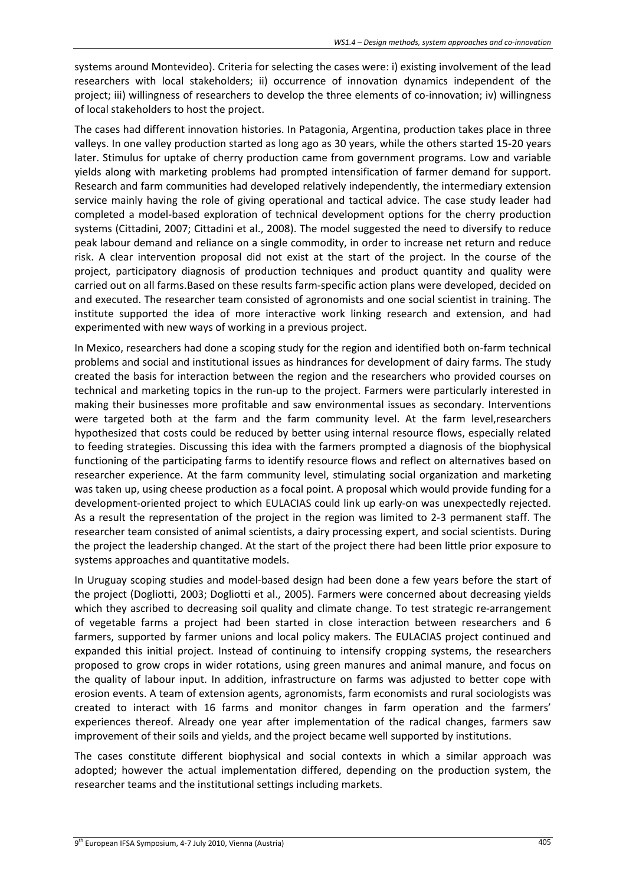systems around Montevideo). Criteria for selecting the cases were: i) existing involvement of the lead researchers with local stakeholders; ii) occurrence of innovation dynamics independent of the project; iii) willingness of researchers to develop the three elements of co-innovation; iv) willingness of local stakeholders to host the project.

The cases had different innovation histories. In Patagonia, Argentina, production takes place in three valleys. In one valley production started as long ago as 30 years, while the others started 15-20 years later. Stimulus for uptake of cherry production came from government programs. Low and variable yields along with marketing problems had prompted intensification of farmer demand for support. Research and farm communities had developed relatively independently, the intermediary extension service mainly having the role of giving operational and tactical advice. The case study leader had completed a model-based exploration of technical development options for the cherry production systems (Cittadini, 2007; Cittadini et al., 2008). The model suggested the need to diversify to reduce peak labour demand and reliance on a single commodity, in order to increase net return and reduce risk. A clear intervention proposal did not exist at the start of the project. In the course of the project, participatory diagnosis of production techniques and product quantity and quality were carried out on all farms.Based on these results farm-specific action plans were developed, decided on and executed. The researcher team consisted of agronomists and one social scientist in training. The institute supported the idea of more interactive work linking research and extension, and had experimented with new ways of working in a previous project.

In Mexico, researchers had done a scoping study for the region and identified both on-farm technical problems and social and institutional issues as hindrances for development of dairy farms. The study created the basis for interaction between the region and the researchers who provided courses on technical and marketing topics in the run-up to the project. Farmers were particularly interested in making their businesses more profitable and saw environmental issues as secondary. Interventions were targeted both at the farm and the farm community level. At the farm level,researchers hypothesized that costs could be reduced by better using internal resource flows, especially related to feeding strategies. Discussing this idea with the farmers prompted a diagnosis of the biophysical functioning of the participating farms to identify resource flows and reflect on alternatives based on researcher experience. At the farm community level, stimulating social organization and marketing was taken up, using cheese production as a focal point. A proposal which would provide funding for a development-oriented project to which EULACIAS could link up early-on was unexpectedly rejected. As a result the representation of the project in the region was limited to 2-3 permanent staff. The researcher team consisted of animal scientists, a dairy processing expert, and social scientists. During the project the leadership changed. At the start of the project there had been little prior exposure to systems approaches and quantitative models.

In Uruguay scoping studies and model-based design had been done a few years before the start of the project (Dogliotti, 2003; Dogliotti et al., 2005). Farmers were concerned about decreasing yields which they ascribed to decreasing soil quality and climate change. To test strategic re-arrangement of vegetable farms a project had been started in close interaction between researchers and 6 farmers, supported by farmer unions and local policy makers. The EULACIAS project continued and expanded this initial project. Instead of continuing to intensify cropping systems, the researchers proposed to grow crops in wider rotations, using green manures and animal manure, and focus on the quality of labour input. In addition, infrastructure on farms was adjusted to better cope with erosion events. A team of extension agents, agronomists, farm economists and rural sociologists was created to interact with 16 farms and monitor changes in farm operation and the farmers' experiences thereof. Already one year after implementation of the radical changes, farmers saw improvement of their soils and yields, and the project became well supported by institutions.

The cases constitute different biophysical and social contexts in which a similar approach was adopted; however the actual implementation differed, depending on the production system, the researcher teams and the institutional settings including markets.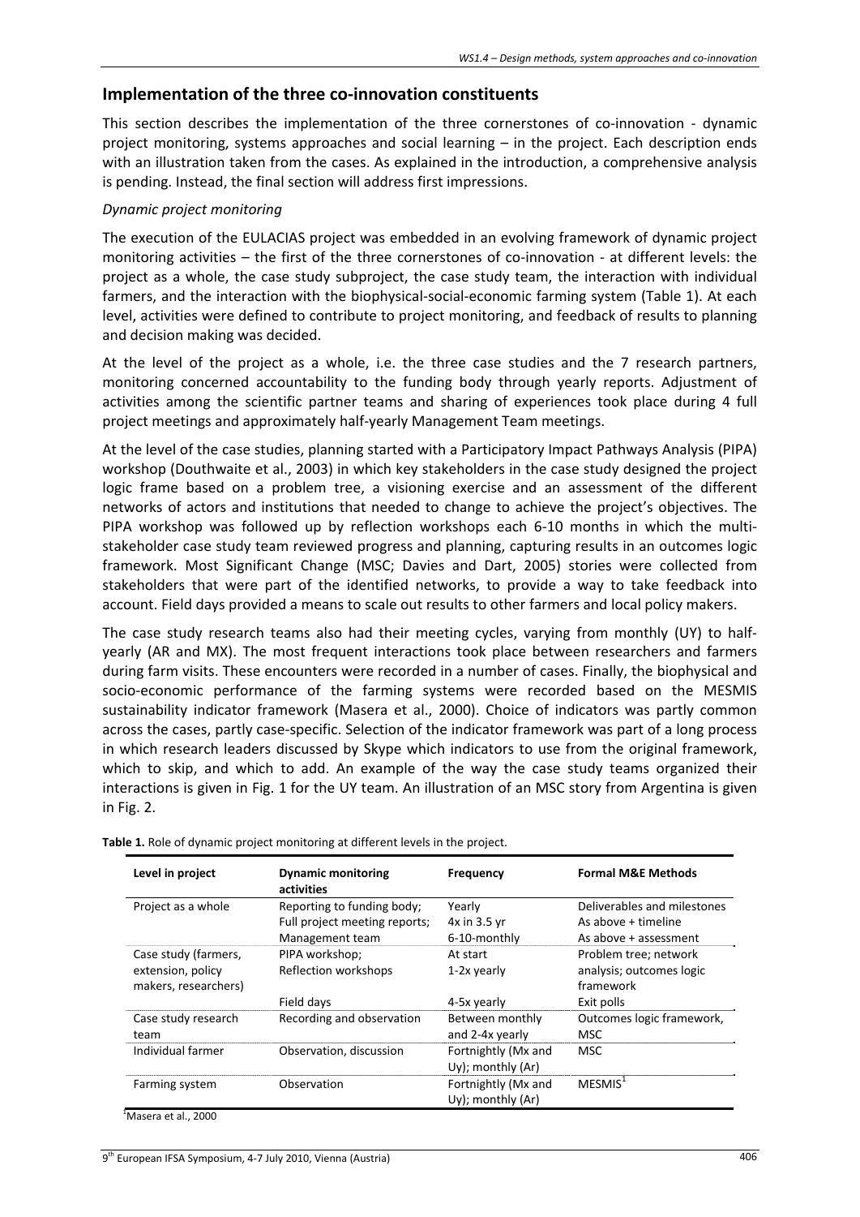## Implementation of the three co-innovation constituents

This section describes the implementation of the three cornerstones of co-innovation - dynamic project monitoring, systems approaches and social learning – in the project. Each description ends with an illustration taken from the cases. As explained in the introduction, a comprehensive analysis is pending. Instead, the final section will address first impressions.

### *Dynamic project monitoring*

The execution of the EULACIAS project was embedded in an evolving framework of dynamic project monitoring activities – the first of the three cornerstones of co-innovation - at different levels: the project as a whole, the case study subproject, the case study team, the interaction with individual farmers, and the interaction with the biophysical-social-economic farming system (Table 1). At each level, activities were defined to contribute to project monitoring, and feedback of results to planning and decision making was decided.

At the level of the project as a whole, i.e. the three case studies and the 7 research partners, monitoring concerned accountability to the funding body through yearly reports. Adjustment of activities among the scientific partner teams and sharing of experiences took place during 4 full project meetings and approximately half-yearly Management Team meetings.

At the level of the case studies, planning started with a Participatory Impact Pathways Analysis (PIPA) workshop (Douthwaite et al., 2003) in which key stakeholders in the case study designed the project logic frame based on a problem tree, a visioning exercise and an assessment of the different networks of actors and institutions that needed to change to achieve the project's objectives. The PIPA workshop was followed up by reflection workshops each 6-10 months in which the multi-stakeholder case study team reviewed progress and planning, capturing results in an outcomes logic framework. Most Significant Change (MSC; Davies and Dart, 2005) stories were collected from stakeholders that were part of the identified networks, to provide a way to take feedback into account. Field days provided a means to scale out results to other farmers and local policy makers.

The case study research teams also had their meeting cycles, varying from monthly (UY) to half-yearly (AR and MX). The most frequent interactions took place between researchers and farmers during farm visits. These encounters were recorded in a number of cases. Finally, the biophysical and socio-economic performance of the farming systems were recorded based on the MESMIS sustainability indicator framework (Masera et al., 2000). Choice of indicators was partly common across the cases, partly case-specific. Selection of the indicator framework was part of a long process in which research leaders discussed by Skype which indicators to use from the original framework, which to skip, and which to add. An example of the way the case study teams organized their interactions is given in Fig. 1 for the UY team. An illustration of an MSC story from Argentina is given in Fig. 2.

**Table 1.** Role of dynamic project monitoring at different levels in the project.

| Level in project | Dynamic monitoring activities | Frequency | Formal M&E Methods |
|---|---|---|---|
| Project as a whole | Reporting to funding body; | Yearly | Deliverables and milestones |
| | Full project meeting reports; | 4x in 3.5 yr | As above + timeline |
| | Management team | 6-10-monthly | As above + assessment |
| Case study (farmers, extension, policy makers, researchers) | PIPA workshop; | At start | Problem tree; network |
| | Reflection workshops | 1-2x yearly | analysis; outcomes logic framework |
| | Field days | 4-5x yearly | Exit polls |
| Case study research team | Recording and observation | Between monthly and 2-4x yearly | Outcomes logic framework, MSC |
| Individual farmer | Observation, discussion | Fortnightly (Mx and Uy); monthly (Ar) | MSC |
| Farming system | Observation | Fortnightly (Mx and Uy); monthly (Ar) | MESMIS[1] |

[1]Masera et al., 2000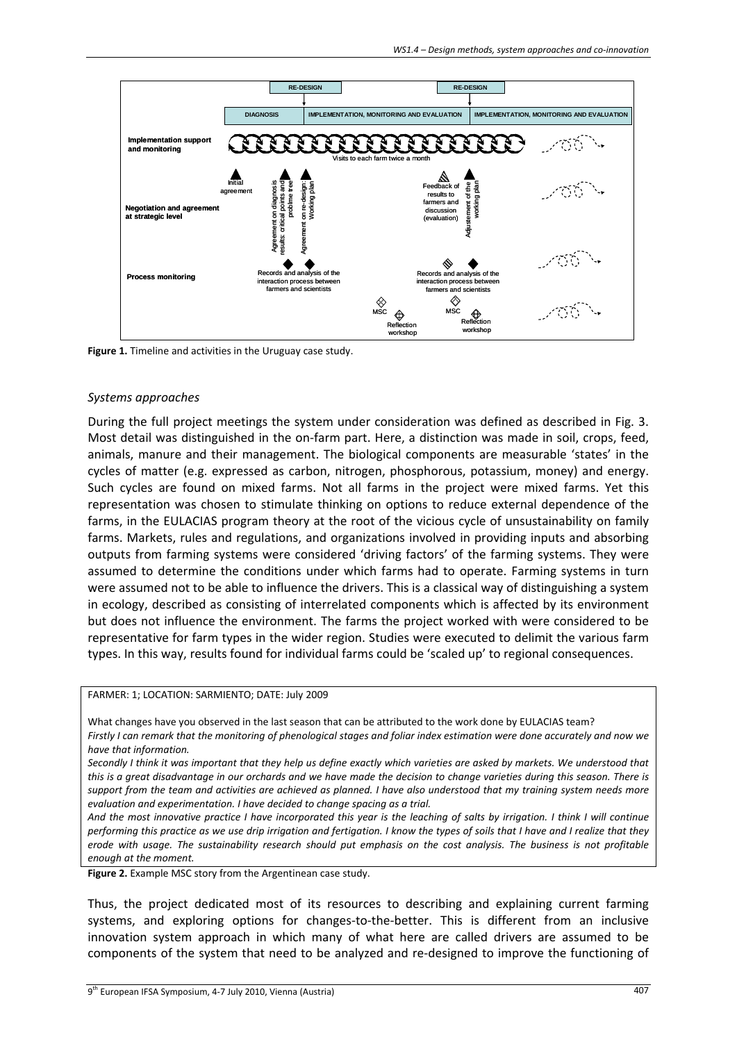Figure 1. Timeline and activities in the Uruguay case study.

*Systems approaches*

During the full project meetings the system under consideration was defined as described in Fig. 3. Most detail was distinguished in the on-farm part. Here, a distinction was made in soil, crops, feed, animals, manure and their management. The biological components are measurable 'states' in the cycles of matter (e.g. expressed as carbon, nitrogen, phosphorous, potassium, money) and energy. Such cycles are found on mixed farms. Not all farms in the project were mixed farms. Yet this representation was chosen to stimulate thinking on options to reduce external dependence of the farms, in the EULACIAS program theory at the root of the vicious cycle of unsustainability on family farms. Markets, rules and regulations, and organizations involved in providing inputs and absorbing outputs from farming systems were considered 'driving factors' of the farming systems. They were assumed to determine the conditions under which farms had to operate. Farming systems in turn were assumed not to be able to influence the drivers. This is a classical way of distinguishing a system in ecology, described as consisting of interrelated components which is affected by its environment but does not influence the environment. The farms the project worked with were considered to be representative for farm types in the wider region. Studies were executed to delimit the various farm types. In this way, results found for individual farms could be 'scaled up' to regional consequences.

FARMER: 1; LOCATION: SARMIENTO; DATE: July 2009

What changes have you observed in the last season that can be attributed to the work done by EULACIAS team?

*Firstly I can remark that the monitoring of phenological stages and foliar index estimation were done accurately and now we have that information.*

*Secondly I think it was important that they help us define exactly which varieties are asked by markets. We understood that this is a great disadvantage in our orchards and we have made the decision to change varieties during this season. There is support from the team and activities are achieved as planned. I have also understood that my training system needs more evaluation and experimentation. I have decided to change spacing as a trial.*

*And the most innovative practice I have incorporated this year is the leaching of salts by irrigation. I think I will continue performing this practice as we use drip irrigation and fertigation. I know the types of soils that I have and I realize that they erode with usage. The sustainability research should put emphasis on the cost analysis. The business is not profitable enough at the moment.*

**Figure 2.** Example MSC story from the Argentinean case study.

Thus, the project dedicated most of its resources to describing and explaining current farming systems, and exploring options for changes-to-the-better. This is different from an inclusive innovation system approach in which many of what here are called drivers are assumed to be components of the system that need to be analyzed and re-designed to improve the functioning of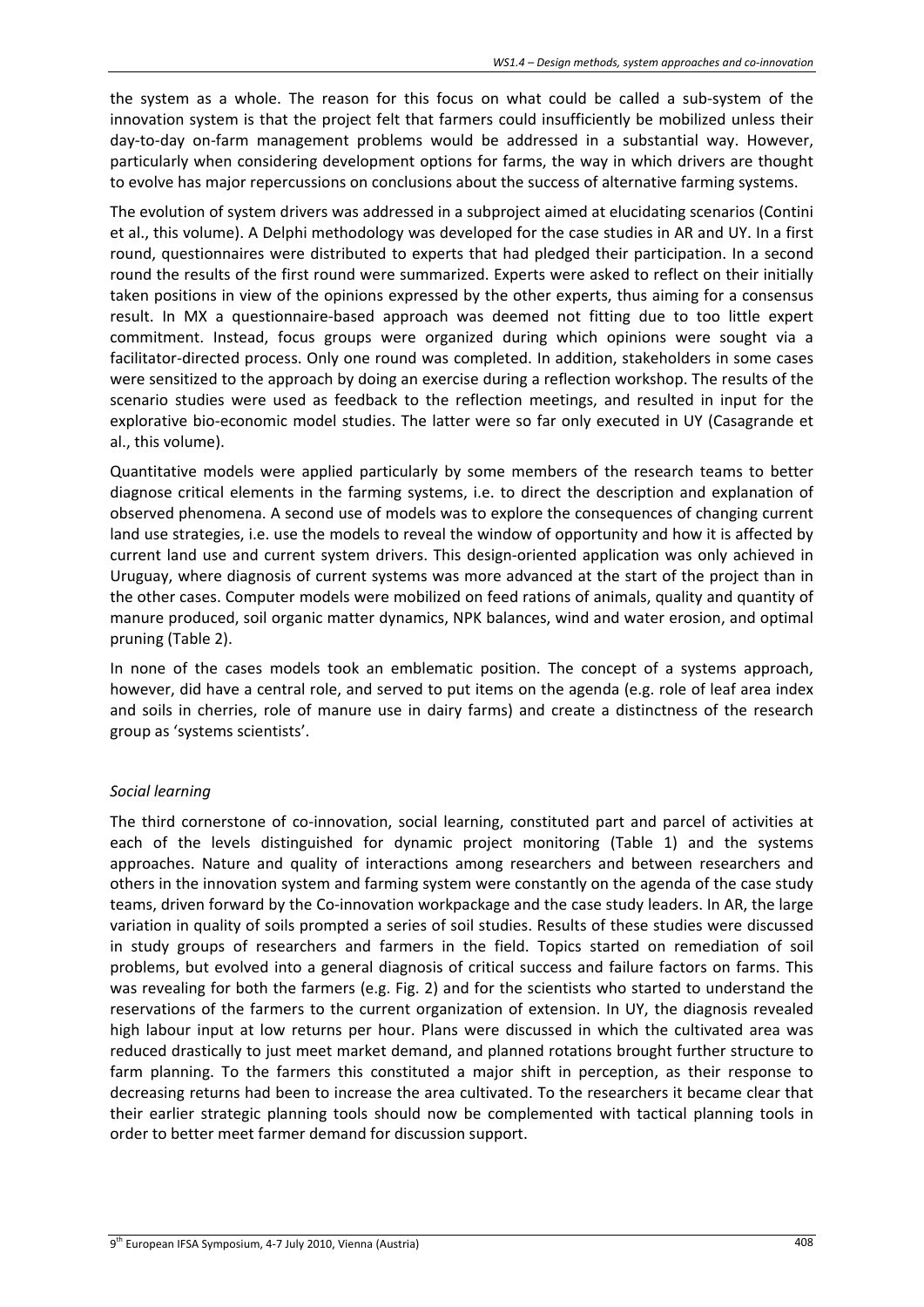the system as a whole. The reason for this focus on what could be called a sub-system of the innovation system is that the project felt that farmers could insufficiently be mobilized unless their day-to-day on-farm management problems would be addressed in a substantial way. However, particularly when considering development options for farms, the way in which drivers are thought to evolve has major repercussions on conclusions about the success of alternative farming systems.

The evolution of system drivers was addressed in a subproject aimed at elucidating scenarios (Contini et al., this volume). A Delphi methodology was developed for the case studies in AR and UY. In a first round, questionnaires were distributed to experts that had pledged their participation. In a second round the results of the first round were summarized. Experts were asked to reflect on their initially taken positions in view of the opinions expressed by the other experts, thus aiming for a consensus result. In MX a questionnaire-based approach was deemed not fitting due to too little expert commitment. Instead, focus groups were organized during which opinions were sought via a facilitator-directed process. Only one round was completed. In addition, stakeholders in some cases were sensitized to the approach by doing an exercise during a reflection workshop. The results of the scenario studies were used as feedback to the reflection meetings, and resulted in input for the explorative bio-economic model studies. The latter were so far only executed in UY (Casagrande et al., this volume).

Quantitative models were applied particularly by some members of the research teams to better diagnose critical elements in the farming systems, i.e. to direct the description and explanation of observed phenomena. A second use of models was to explore the consequences of changing current land use strategies, i.e. use the models to reveal the window of opportunity and how it is affected by current land use and current system drivers. This design-oriented application was only achieved in Uruguay, where diagnosis of current systems was more advanced at the start of the project than in the other cases. Computer models were mobilized on feed rations of animals, quality and quantity of manure produced, soil organic matter dynamics, NPK balances, wind and water erosion, and optimal pruning (Table 2).

In none of the cases models took an emblematic position. The concept of a systems approach, however, did have a central role, and served to put items on the agenda (e.g. role of leaf area index and soils in cherries, role of manure use in dairy farms) and create a distinctness of the research group as 'systems scientists'.

*Social learning*

The third cornerstone of co-innovation, social learning, constituted part and parcel of activities at each of the levels distinguished for dynamic project monitoring (Table 1) and the systems approaches. Nature and quality of interactions among researchers and between researchers and others in the innovation system and farming system were constantly on the agenda of the case study teams, driven forward by the Co-innovation workpackage and the case study leaders. In AR, the large variation in quality of soils prompted a series of soil studies. Results of these studies were discussed in study groups of researchers and farmers in the field. Topics started on remediation of soil problems, but evolved into a general diagnosis of critical success and failure factors on farms. This was revealing for both the farmers (e.g. Fig. 2) and for the scientists who started to understand the reservations of the farmers to the current organization of extension. In UY, the diagnosis revealed high labour input at low returns per hour. Plans were discussed in which the cultivated area was reduced drastically to just meet market demand, and planned rotations brought further structure to farm planning. To the farmers this constituted a major shift in perception, as their response to decreasing returns had been to increase the area cultivated. To the researchers it became clear that their earlier strategic planning tools should now be complemented with tactical planning tools in order to better meet farmer demand for discussion support.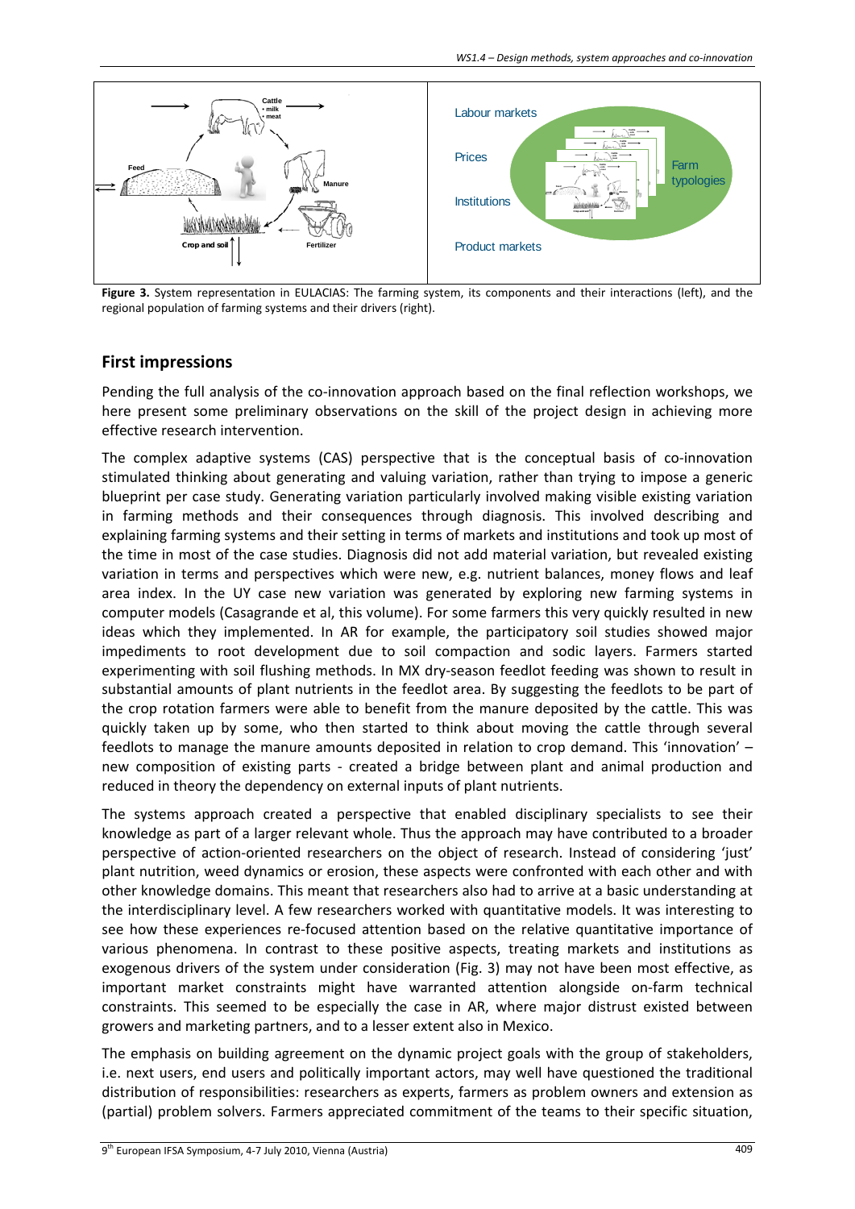**Figure 3.** System representation in EULACIAS: The farming system, its components and their interactions (left), and the regional population of farming systems and their drivers (right).

## First impressions

Pending the full analysis of the co-innovation approach based on the final reflection workshops, we here present some preliminary observations on the skill of the project design in achieving more effective research intervention.

The complex adaptive systems (CAS) perspective that is the conceptual basis of co-innovation stimulated thinking about generating and valuing variation, rather than trying to impose a generic blueprint per case study. Generating variation particularly involved making visible existing variation in farming methods and their consequences through diagnosis. This involved describing and explaining farming systems and their setting in terms of markets and institutions and took up most of the time in most of the case studies. Diagnosis did not add material variation, but revealed existing variation in terms and perspectives which were new, e.g. nutrient balances, money flows and leaf area index. In the UY case new variation was generated by exploring new farming systems in computer models (Casagrande et al, this volume). For some farmers this very quickly resulted in new ideas which they implemented. In AR for example, the participatory soil studies showed major impediments to root development due to soil compaction and sodic layers. Farmers started experimenting with soil flushing methods. In MX dry-season feedlot feeding was shown to result in substantial amounts of plant nutrients in the feedlot area. By suggesting the feedlots to be part of the crop rotation farmers were able to benefit from the manure deposited by the cattle. This was quickly taken up by some, who then started to think about moving the cattle through several feedlots to manage the manure amounts deposited in relation to crop demand. This 'innovation' – new composition of existing parts - created a bridge between plant and animal production and reduced in theory the dependency on external inputs of plant nutrients.

The systems approach created a perspective that enabled disciplinary specialists to see their knowledge as part of a larger relevant whole. Thus the approach may have contributed to a broader perspective of action-oriented researchers on the object of research. Instead of considering 'just' plant nutrition, weed dynamics or erosion, these aspects were confronted with each other and with other knowledge domains. This meant that researchers also had to arrive at a basic understanding at the interdisciplinary level. A few researchers worked with quantitative models. It was interesting to see how these experiences re-focused attention based on the relative quantitative importance of various phenomena. In contrast to these positive aspects, treating markets and institutions as exogenous drivers of the system under consideration (Fig. 3) may not have been most effective, as important market constraints might have warranted attention alongside on-farm technical constraints. This seemed to be especially the case in AR, where major distrust existed between growers and marketing partners, and to a lesser extent also in Mexico.

The emphasis on building agreement on the dynamic project goals with the group of stakeholders, i.e. next users, end users and politically important actors, may well have questioned the traditional distribution of responsibilities: researchers as experts, farmers as problem owners and extension as (partial) problem solvers. Farmers appreciated commitment of the teams to their specific situation,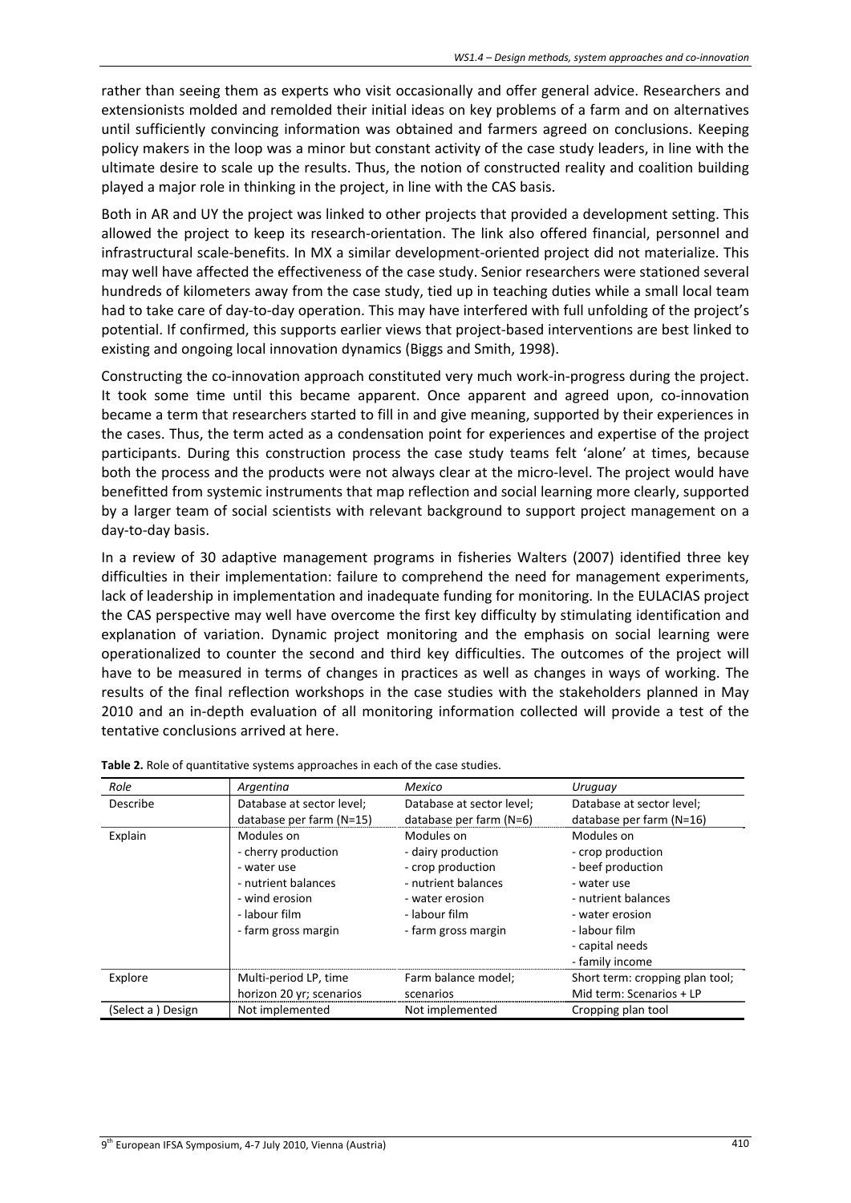rather than seeing them as experts who visit occasionally and offer general advice. Researchers and extensionists molded and remolded their initial ideas on key problems of a farm and on alternatives until sufficiently convincing information was obtained and farmers agreed on conclusions. Keeping policy makers in the loop was a minor but constant activity of the case study leaders, in line with the ultimate desire to scale up the results. Thus, the notion of constructed reality and coalition building played a major role in thinking in the project, in line with the CAS basis.

Both in AR and UY the project was linked to other projects that provided a development setting. This allowed the project to keep its research-orientation. The link also offered financial, personnel and infrastructural scale-benefits. In MX a similar development-oriented project did not materialize. This may well have affected the effectiveness of the case study. Senior researchers were stationed several hundreds of kilometers away from the case study, tied up in teaching duties while a small local team had to take care of day-to-day operation. This may have interfered with full unfolding of the project's potential. If confirmed, this supports earlier views that project-based interventions are best linked to existing and ongoing local innovation dynamics (Biggs and Smith, 1998).

Constructing the co-innovation approach constituted very much work-in-progress during the project. It took some time until this became apparent. Once apparent and agreed upon, co-innovation became a term that researchers started to fill in and give meaning, supported by their experiences in the cases. Thus, the term acted as a condensation point for experiences and expertise of the project participants. During this construction process the case study teams felt 'alone' at times, because both the process and the products were not always clear at the micro-level. The project would have benefitted from systemic instruments that map reflection and social learning more clearly, supported by a larger team of social scientists with relevant background to support project management on a day-to-day basis.

In a review of 30 adaptive management programs in fisheries Walters (2007) identified three key difficulties in their implementation: failure to comprehend the need for management experiments, lack of leadership in implementation and inadequate funding for monitoring. In the EULACIAS project the CAS perspective may well have overcome the first key difficulty by stimulating identification and explanation of variation. Dynamic project monitoring and the emphasis on social learning were operationalized to counter the second and third key difficulties. The outcomes of the project will have to be measured in terms of changes in practices as well as changes in ways of working. The results of the final reflection workshops in the case studies with the stakeholders planned in May 2010 and an in-depth evaluation of all monitoring information collected will provide a test of the tentative conclusions arrived at here.

**Table 2.** Role of quantitative systems approaches in each of the case studies.

| *Role* | *Argentina* | *Mexico* | *Uruguay* |
|---|---|---|---|
| Describe | Database at sector level; database per farm (N=15) | Database at sector level; database per farm (N=6) | Database at sector level; database per farm (N=16) |
| Explain | Modules on<br>- cherry production<br>- water use<br>- nutrient balances<br>- wind erosion<br>- labour film<br>- farm gross margin | Modules on<br>- dairy production<br>- crop production<br>- nutrient balances<br>- water erosion<br>- labour film<br>- farm gross margin | Modules on<br>- crop production<br>- beef production<br>- water use<br>- nutrient balances<br>- water erosion<br>- labour film<br>- capital needs<br>- family income |
| Explore | Multi-period LP, time horizon 20 yr; scenarios | Farm balance model; scenarios | Short term: cropping plan tool; Mid term: Scenarios + LP |
| (Select a ) Design | Not implemented | Not implemented | Cropping plan tool |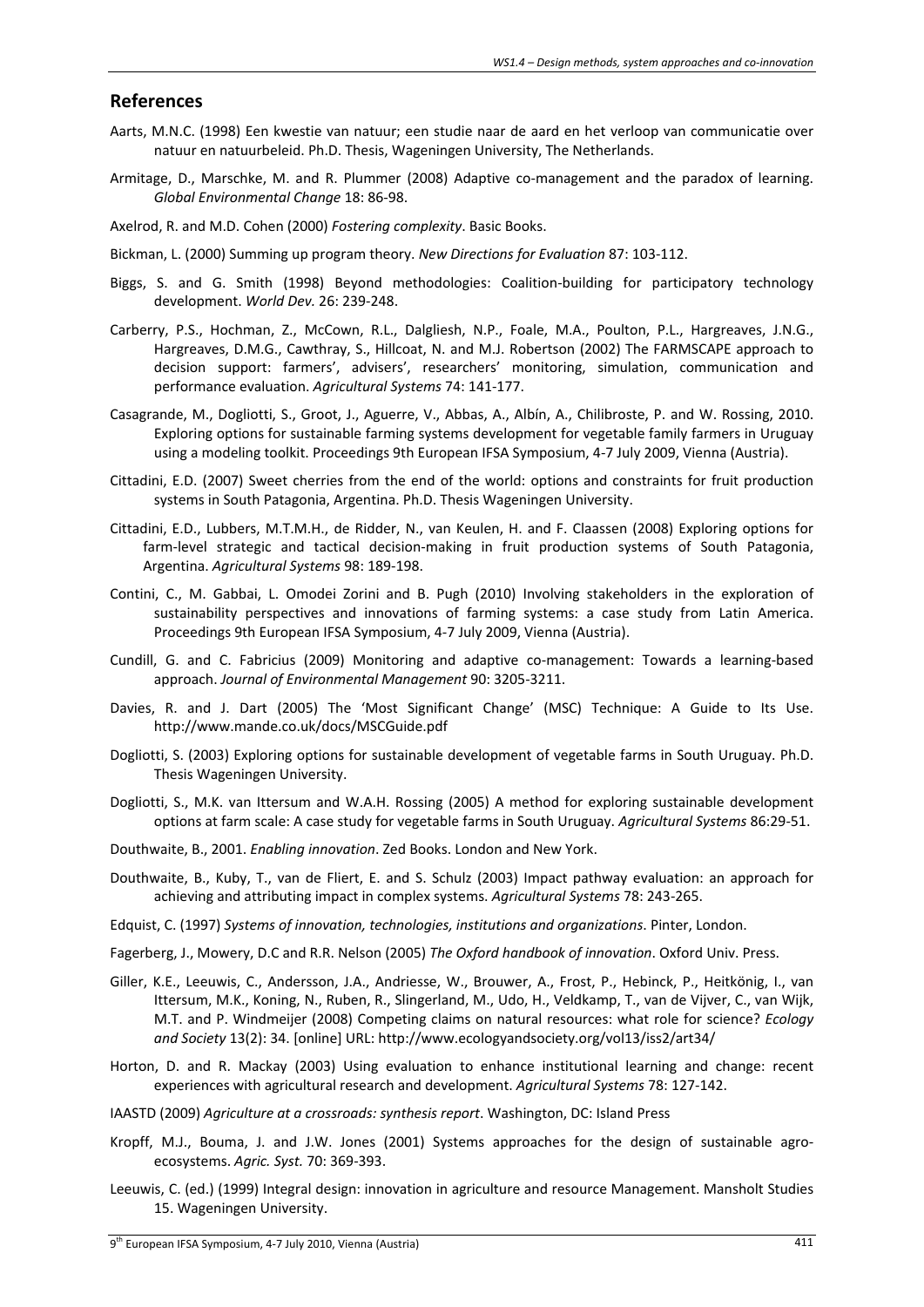## References

Aarts, M.N.C. (1998) Een kwestie van natuur; een studie naar de aard en het verloop van communicatie over natuur en natuurbeleid. Ph.D. Thesis, Wageningen University, The Netherlands.

Armitage, D., Marschke, M. and R. Plummer (2008) Adaptive co-management and the paradox of learning. *Global Environmental Change* 18: 86-98.

Axelrod, R. and M.D. Cohen (2000) *Fostering complexity*. Basic Books.

Bickman, L. (2000) Summing up program theory. *New Directions for Evaluation* 87: 103-112.

Biggs, S. and G. Smith (1998) Beyond methodologies: Coalition-building for participatory technology development. *World Dev.* 26: 239-248.

Carberry, P.S., Hochman, Z., McCown, R.L., Dalgliesh, N.P., Foale, M.A., Poulton, P.L., Hargreaves, J.N.G., Hargreaves, D.M.G., Cawthray, S., Hillcoat, N. and M.J. Robertson (2002) The FARMSCAPE approach to decision support: farmers', advisers', researchers' monitoring, simulation, communication and performance evaluation. *Agricultural Systems* 74: 141-177.

Casagrande, M., Dogliotti, S., Groot, J., Aguerre, V., Abbas, A., Albín, A., Chilibroste, P. and W. Rossing, 2010. Exploring options for sustainable farming systems development for vegetable family farmers in Uruguay using a modeling toolkit. Proceedings 9th European IFSA Symposium, 4-7 July 2009, Vienna (Austria).

Cittadini, E.D. (2007) Sweet cherries from the end of the world: options and constraints for fruit production systems in South Patagonia, Argentina. Ph.D. Thesis Wageningen University.

Cittadini, E.D., Lubbers, M.T.M.H., de Ridder, N., van Keulen, H. and F. Claassen (2008) Exploring options for farm-level strategic and tactical decision-making in fruit production systems of South Patagonia, Argentina. *Agricultural Systems* 98: 189-198.

Contini, C., M. Gabbai, L. Omodei Zorini and B. Pugh (2010) Involving stakeholders in the exploration of sustainability perspectives and innovations of farming systems: a case study from Latin America. Proceedings 9th European IFSA Symposium, 4-7 July 2009, Vienna (Austria).

Cundill, G. and C. Fabricius (2009) Monitoring and adaptive co-management: Towards a learning-based approach. *Journal of Environmental Management* 90: 3205-3211.

Davies, R. and J. Dart (2005) The 'Most Significant Change' (MSC) Technique: A Guide to Its Use. http://www.mande.co.uk/docs/MSCGuide.pdf

Dogliotti, S. (2003) Exploring options for sustainable development of vegetable farms in South Uruguay. Ph.D. Thesis Wageningen University.

Dogliotti, S., M.K. van Ittersum and W.A.H. Rossing (2005) A method for exploring sustainable development options at farm scale: A case study for vegetable farms in South Uruguay. *Agricultural Systems* 86:29-51.

Douthwaite, B., 2001. *Enabling innovation*. Zed Books. London and New York.

Douthwaite, B., Kuby, T., van de Fliert, E. and S. Schulz (2003) Impact pathway evaluation: an approach for achieving and attributing impact in complex systems. *Agricultural Systems* 78: 243-265.

Edquist, C. (1997) *Systems of innovation, technologies, institutions and organizations*. Pinter, London.

Fagerberg, J., Mowery, D.C and R.R. Nelson (2005) *The Oxford handbook of innovation*. Oxford Univ. Press.

Giller, K.E., Leeuwis, C., Andersson, J.A., Andriesse, W., Brouwer, A., Frost, P., Hebinck, P., Heitkönig, I., van Ittersum, M.K., Koning, N., Ruben, R., Slingerland, M., Udo, H., Veldkamp, T., van de Vijver, C., van Wijk, M.T. and P. Windmeijer (2008) Competing claims on natural resources: what role for science? *Ecology and Society* 13(2): 34. [online] URL: http://www.ecologyandsociety.org/vol13/iss2/art34/

Horton, D. and R. Mackay (2003) Using evaluation to enhance institutional learning and change: recent experiences with agricultural research and development. *Agricultural Systems* 78: 127-142.

IAASTD (2009) *Agriculture at a crossroads: synthesis report*. Washington, DC: Island Press

Kropff, M.J., Bouma, J. and J.W. Jones (2001) Systems approaches for the design of sustainable agro-ecosystems. *Agric. Syst.* 70: 369-393.

Leeuwis, C. (ed.) (1999) Integral design: innovation in agriculture and resource Management. Mansholt Studies 15. Wageningen University.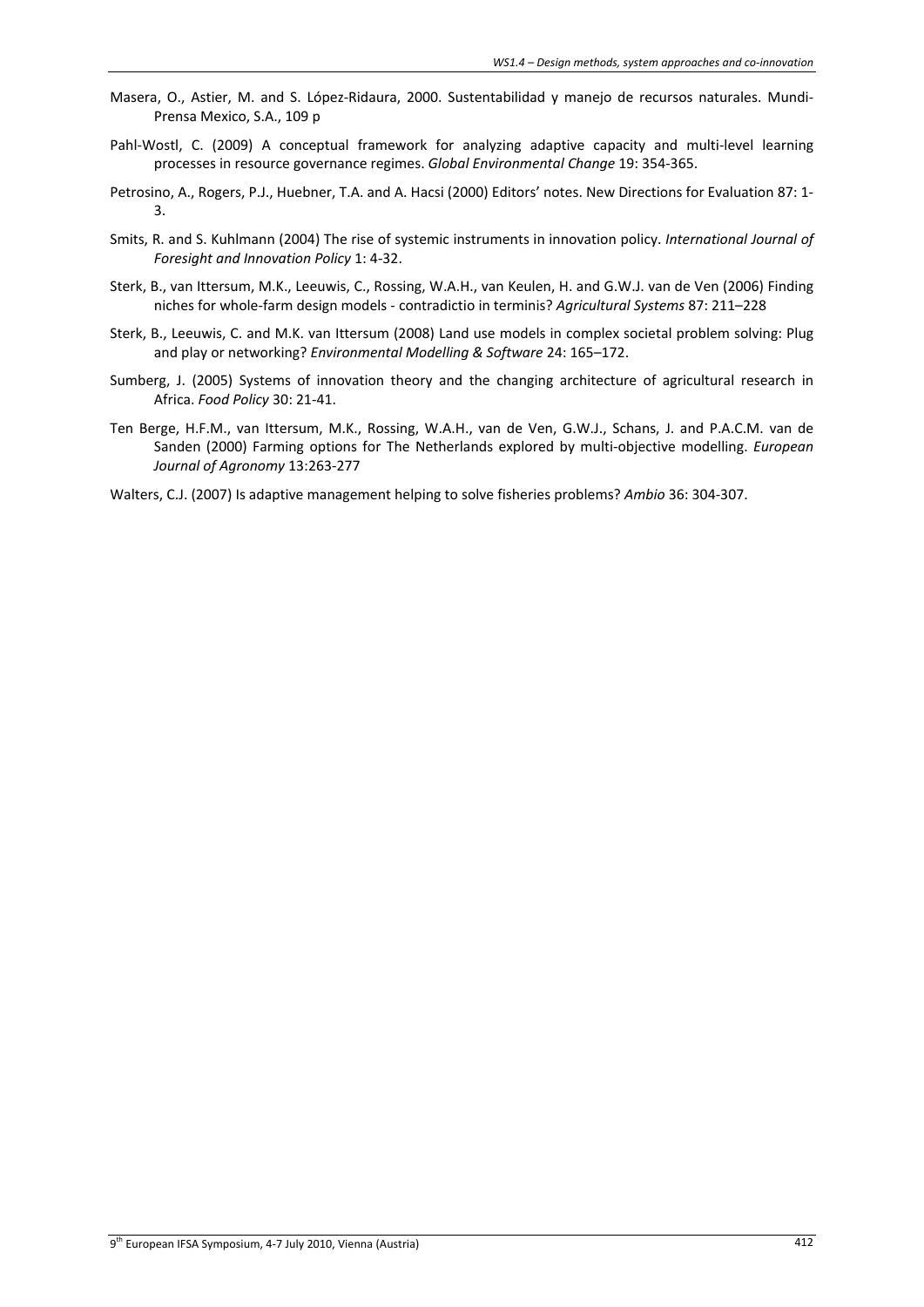Masera, O., Astier, M. and S. López-Ridaura, 2000. Sustentabilidad y manejo de recursos naturales. Mundi-Prensa Mexico, S.A., 109 p

Pahl-Wostl, C. (2009) A conceptual framework for analyzing adaptive capacity and multi-level learning processes in resource governance regimes. *Global Environmental Change* 19: 354-365.

Petrosino, A., Rogers, P.J., Huebner, T.A. and A. Hacsi (2000) Editors' notes. New Directions for Evaluation 87: 1-3.

Smits, R. and S. Kuhlmann (2004) The rise of systemic instruments in innovation policy. *International Journal of Foresight and Innovation Policy* 1: 4-32.

Sterk, B., van Ittersum, M.K., Leeuwis, C., Rossing, W.A.H., van Keulen, H. and G.W.J. van de Ven (2006) Finding niches for whole-farm design models - contradictio in terminis? *Agricultural Systems* 87: 211–228

Sterk, B., Leeuwis, C. and M.K. van Ittersum (2008) Land use models in complex societal problem solving: Plug and play or networking? *Environmental Modelling & Software* 24: 165–172.

Sumberg, J. (2005) Systems of innovation theory and the changing architecture of agricultural research in Africa. *Food Policy* 30: 21-41.

Ten Berge, H.F.M., van Ittersum, M.K., Rossing, W.A.H., van de Ven, G.W.J., Schans, J. and P.A.C.M. van de Sanden (2000) Farming options for The Netherlands explored by multi-objective modelling. *European Journal of Agronomy* 13:263-277

Walters, C.J. (2007) Is adaptive management helping to solve fisheries problems? *Ambio* 36: 304-307.